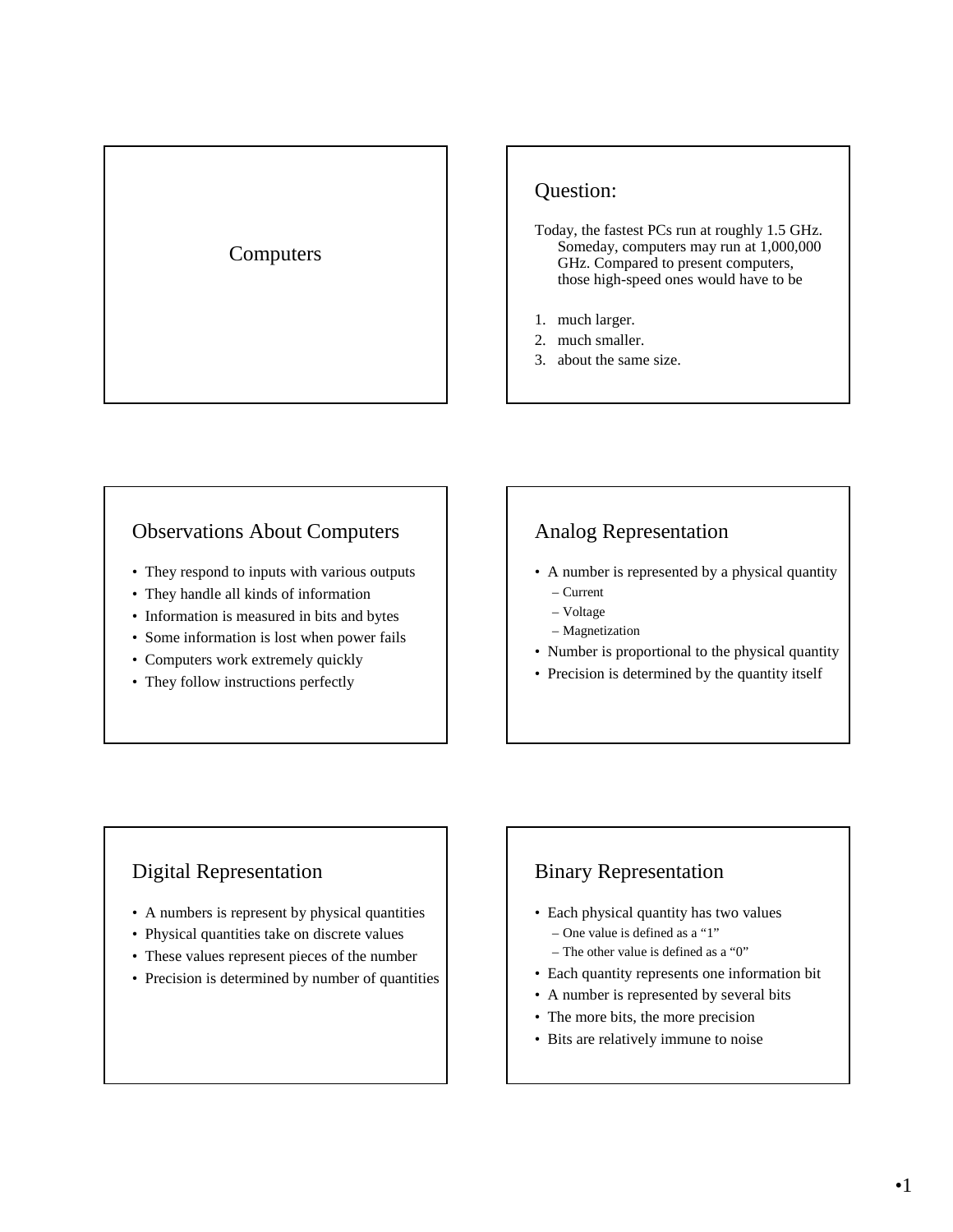# Computers

## Question:

Today, the fastest PCs run at roughly 1.5 GHz. Someday, computers may run at 1,000,000 GHz. Compared to present computers, those high-speed ones would have to be

1. much larger.
2. much smaller.
3. about the same size.

## Observations About Computers

- They respond to inputs with various outputs
- They handle all kinds of information
- Information is measured in bits and bytes
- Some information is lost when power fails
- Computers work extremely quickly
- They follow instructions perfectly

## Analog Representation

- A number is represented by a physical quantity
  - Current
  - Voltage
  - Magnetization
- Number is proportional to the physical quantity
- Precision is determined by the quantity itself

## Digital Representation

- A numbers is represent by physical quantities
- Physical quantities take on discrete values
- These values represent pieces of the number
- Precision is determined by number of quantities

## Binary Representation

- Each physical quantity has two values
  - One value is defined as a "1"
  - The other value is defined as a "0"
- Each quantity represents one information bit
- A number is represented by several bits
- The more bits, the more precision
- Bits are relatively immune to noise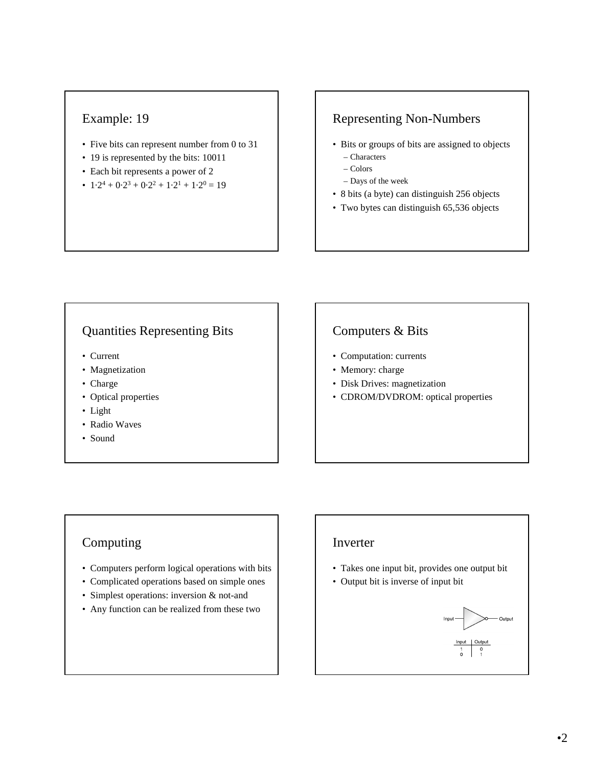## Example: 19

- Five bits can represent number from 0 to 31
- 19 is represented by the bits: 10011
- Each bit represents a power of 2
- $1 \cdot 2^4 + 0 \cdot 2^3 + 0 \cdot 2^2 + 1 \cdot 2^1 + 1 \cdot 2^0 = 19$

## Representing Non-Numbers

- Bits or groups of bits are assigned to objects
  - Characters
  - Colors
  - Days of the week
- 8 bits (a byte) can distinguish 256 objects
- Two bytes can distinguish 65,536 objects

## Quantities Representing Bits

- Current
- Magnetization
- Charge
- Optical properties
- Light
- Radio Waves
- Sound

## Computers & Bits

- Computation: currents
- Memory: charge
- Disk Drives: magnetization
- CDROM/DVDROM: optical properties

## Computing

- Computers perform logical operations with bits
- Complicated operations based on simple ones
- Simplest operations: inversion & not-and
- Any function can be realized from these two

## Inverter

- Takes one input bit, provides one output bit
- Output bit is inverse of input bit

| Input | Output |
|---|---|
| 1 | 0 |
| 0 | 1 |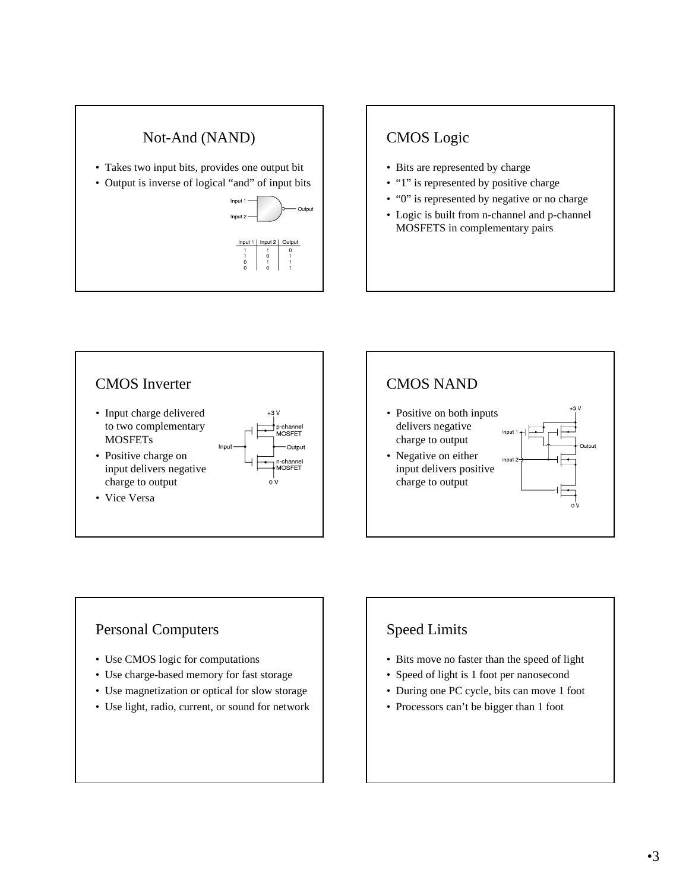## Not-And (NAND)

- Takes two input bits, provides one output bit
- Output is inverse of logical “and” of input bits

| Input 1 | Input 2 | Output |
|---|---|---|
| 1 | 1 | 0 |
| 1 | 0 | 1 |
| 0 | 1 | 1 |
| 0 | 0 | 1 |

## CMOS Logic

- Bits are represented by charge
- “1” is represented by positive charge
- “0” is represented by negative or no charge
- Logic is built from n-channel and p-channel MOSFETS in complementary pairs

## CMOS Inverter

- Input charge delivered to two complementary MOSFETs
- Positive charge on input delivers negative charge to output
- Vice Versa

## CMOS NAND

- Positive on both inputs delivers negative charge to output
- Negative on either input delivers positive charge to output

## Personal Computers

- Use CMOS logic for computations
- Use charge-based memory for fast storage
- Use magnetization or optical for slow storage
- Use light, radio, current, or sound for network

## Speed Limits

- Bits move no faster than the speed of light
- Speed of light is 1 foot per nanosecond
- During one PC cycle, bits can move 1 foot
- Processors can’t be bigger than 1 foot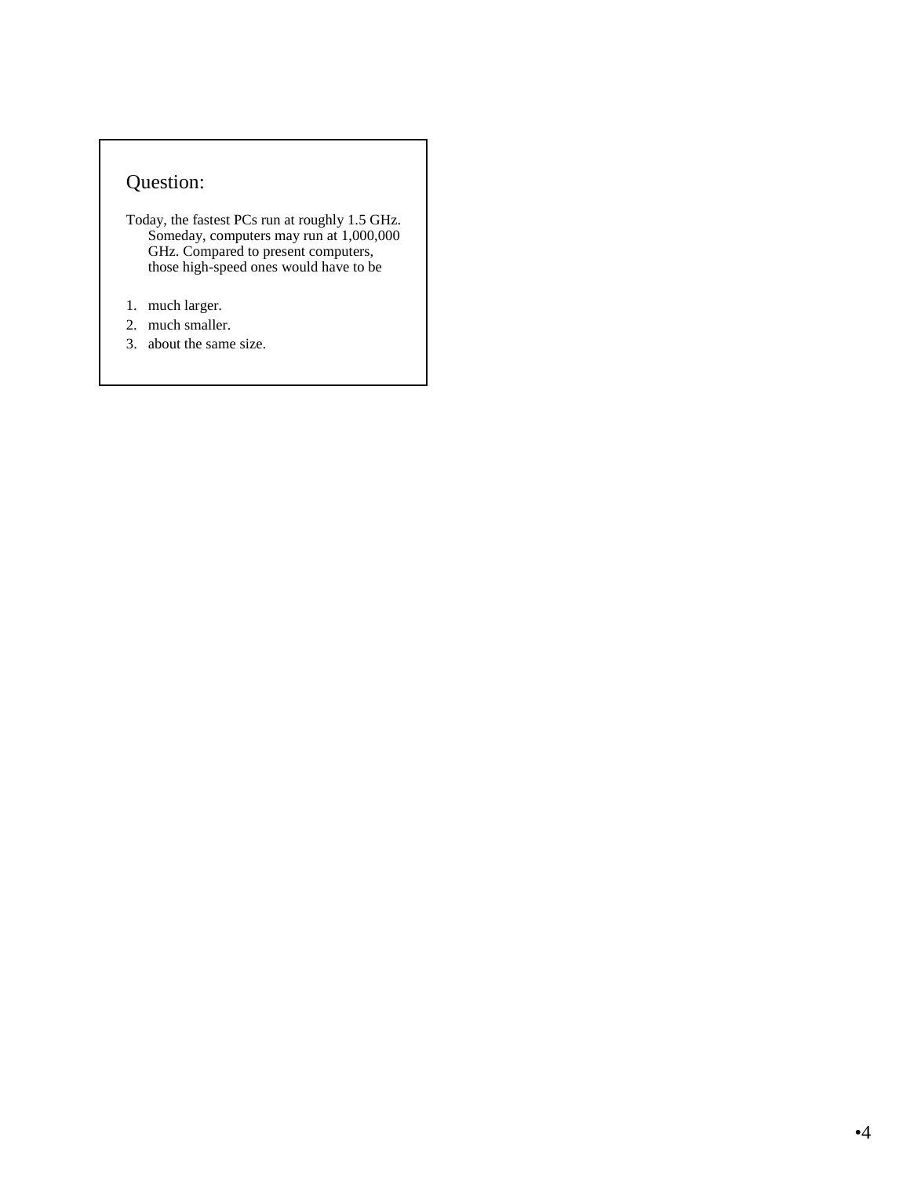## Question:

Today, the fastest PCs run at roughly 1.5 GHz. Someday, computers may run at 1,000,000 GHz. Compared to present computers, those high-speed ones would have to be

1. much larger.
2. much smaller.
3. about the same size.